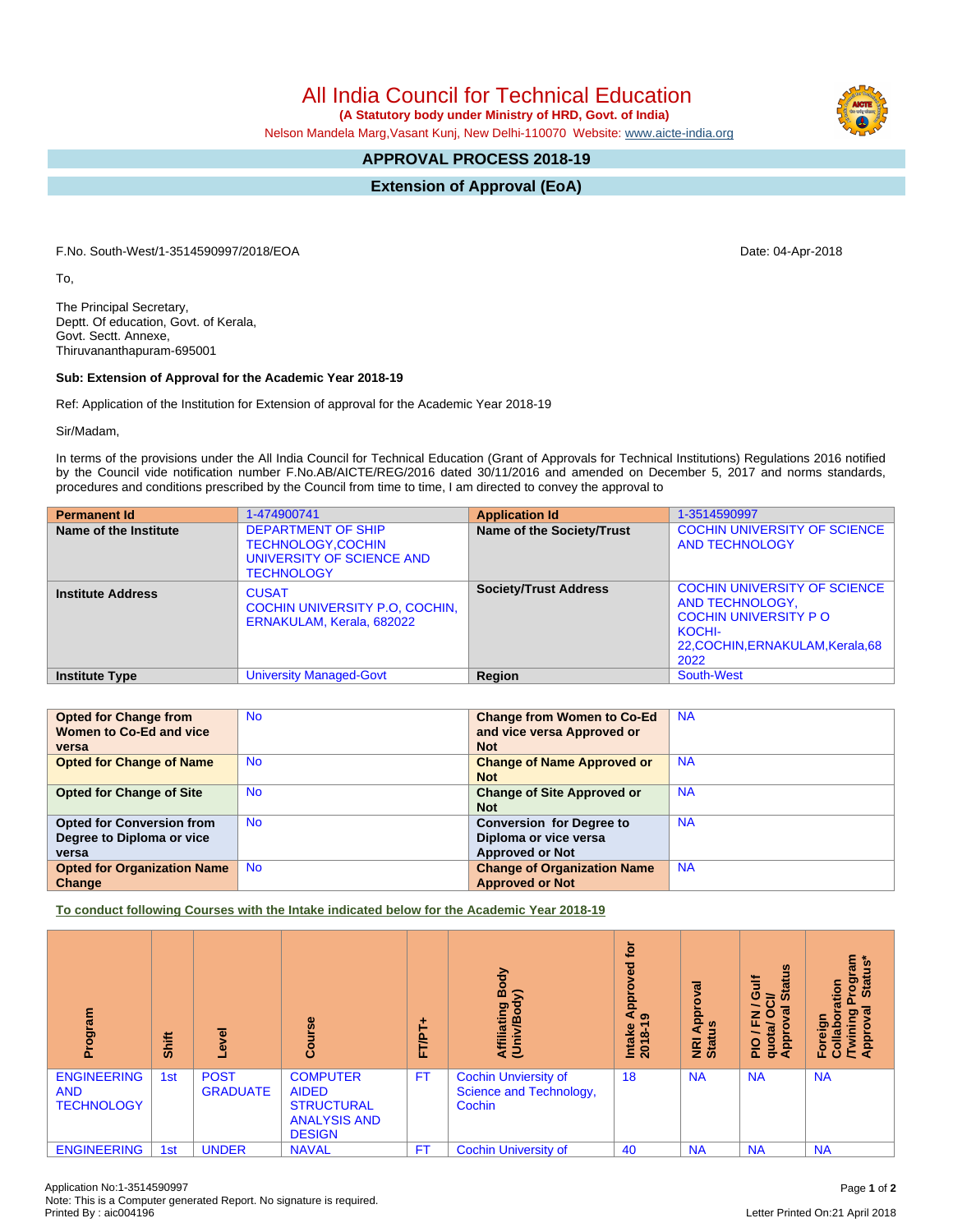# All India Council for Technical Education

**(A Statutory body under Ministry of HRD, Govt. of India)**

Nelson Mandela Marg,Vasant Kunj, New Delhi-110070 Website: www.aicte-india.org

## APPROVAL PROCESS 2018-19

## Extension of Approval (EoA)

F.No. South-West/1-3514590997/2018/EOA

Date: 04-Apr-2018

To,

The Principal Secretary,
Deptt. Of education, Govt. of Kerala,
Govt. Sectt. Annexe,
Thiruvananthapuram-695001

**Sub: Extension of Approval for the Academic Year 2018-19**

Ref: Application of the Institution for Extension of approval for the Academic Year 2018-19

Sir/Madam,

In terms of the provisions under the All India Council for Technical Education (Grant of Approvals for Technical Institutions) Regulations 2016 notified by the Council vide notification number F.No.AB/AICTE/REG/2016 dated 30/11/2016 and amended on December 5, 2017 and norms standards, procedures and conditions prescribed by the Council from time to time, I am directed to convey the approval to

| **Permanent Id** | 1-474900741 | **Application Id** | 1-3514590997 |
|---|---|---|---|
| **Name of the Institute** | DEPARTMENT OF SHIP TECHNOLOGY,COCHIN UNIVERSITY OF SCIENCE AND TECHNOLOGY | **Name of the Society/Trust** | COCHIN UNIVERSITY OF SCIENCE AND TECHNOLOGY |
| **Institute Address** | CUSAT COCHIN UNIVERSITY P.O, COCHIN, ERNAKULAM, Kerala, 682022 | **Society/Trust Address** | COCHIN UNIVERSITY OF SCIENCE AND TECHNOLOGY, COCHIN UNIVERSITY P O KOCHI-22,COCHIN,ERNAKULAM,Kerala,682022 |
| **Institute Type** | University Managed-Govt | **Region** | South-West |

| **Opted for Change from Women to Co-Ed and vice versa** | No | **Change from Women to Co-Ed and vice versa Approved or Not** | NA |
|---|---|---|---|
| **Opted for Change of Name** | No | **Change of Name Approved or Not** | NA |
| **Opted for Change of Site** | No | **Change of Site Approved or Not** | NA |
| **Opted for Conversion from Degree to Diploma or vice versa** | No | **Conversion for Degree to Diploma or vice versa Approved or Not** | NA |
| **Opted for Organization Name Change** | No | **Change of Organization Name Approved or Not** | NA |

**To conduct following Courses with the Intake indicated below for the Academic Year 2018-19**

| Program | Shift | Level | Course | FT/PT+ | Affiliating Body (Univ/Body) | Intake Approved for 2018-19 | NRI Approval Status | PIO / FN / Gulf quota/ OCI/ Approval Status | Foreign Collaboration /Twining Program Approval Status* |
|---|---|---|---|---|---|---|---|---|---|
| ENGINEERING AND TECHNOLOGY | 1st | POST GRADUATE | COMPUTER AIDED STRUCTURAL ANALYSIS AND DESIGN | FT | Cochin Unviersity of Science and Technology, Cochin | 18 | NA | NA | NA |
| ENGINEERING | 1st | UNDER | NAVAL | FT | Cochin University of | 40 | NA | NA | NA |

Application No:1-3514590997
Note: This is a Computer generated Report. No signature is required.
Printed By : aic004196

Letter Printed On:21 April 2018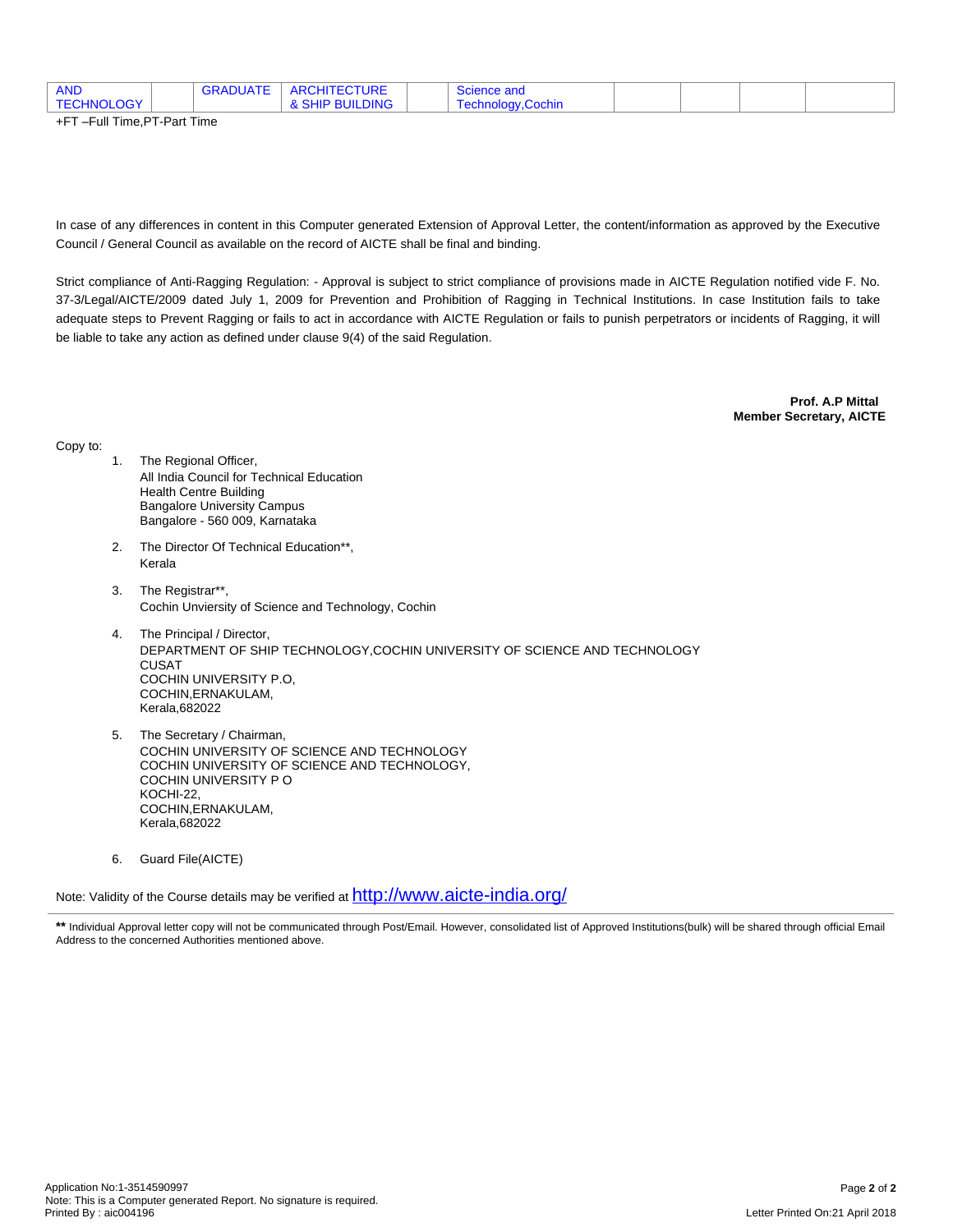| | | | | | | | | | |
|---|---|---|---|---|---|---|---|---|---|
| AND TECHNOLOGY | | GRADUATE | ARCHITECTURE & SHIP BUILDING | | Science and Technology,Cochin | | | | |

+FT –Full Time,PT-Part Time

In case of any differences in content in this Computer generated Extension of Approval Letter, the content/information as approved by the Executive Council / General Council as available on the record of AICTE shall be final and binding.

Strict compliance of Anti-Ragging Regulation: - Approval is subject to strict compliance of provisions made in AICTE Regulation notified vide F. No. 37-3/Legal/AICTE/2009 dated July 1, 2009 for Prevention and Prohibition of Ragging in Technical Institutions. In case Institution fails to take adequate steps to Prevent Ragging or fails to act in accordance with AICTE Regulation or fails to punish perpetrators or incidents of Ragging, it will be liable to take any action as defined under clause 9(4) of the said Regulation.

**Prof. A.P Mittal**
**Member Secretary, AICTE**

Copy to:

1. The Regional Officer,
   All India Council for Technical Education
   Health Centre Building
   Bangalore University Campus
   Bangalore - 560 009, Karnataka

2. The Director Of Technical Education**,
   Kerala

3. The Registrar**,
   Cochin Unviersity of Science and Technology, Cochin

4. The Principal / Director,
   DEPARTMENT OF SHIP TECHNOLOGY,COCHIN UNIVERSITY OF SCIENCE AND TECHNOLOGY
   CUSAT
   COCHIN UNIVERSITY P.O,
   COCHIN,ERNAKULAM,
   Kerala,682022

5. The Secretary / Chairman,
   COCHIN UNIVERSITY OF SCIENCE AND TECHNOLOGY
   COCHIN UNIVERSITY OF SCIENCE AND TECHNOLOGY,
   COCHIN UNIVERSITY P O
   KOCHI-22,
   COCHIN,ERNAKULAM,
   Kerala,682022

6. Guard File(AICTE)

Note: Validity of the Course details may be verified at http://www.aicte-india.org/

**\*\*** Individual Approval letter copy will not be communicated through Post/Email. However, consolidated list of Approved Institutions(bulk) will be shared through official Email Address to the concerned Authorities mentioned above.

Application No:1-3514590997
Note: This is a Computer generated Report. No signature is required.
Printed By : aic004196

Letter Printed On:21 April 2018